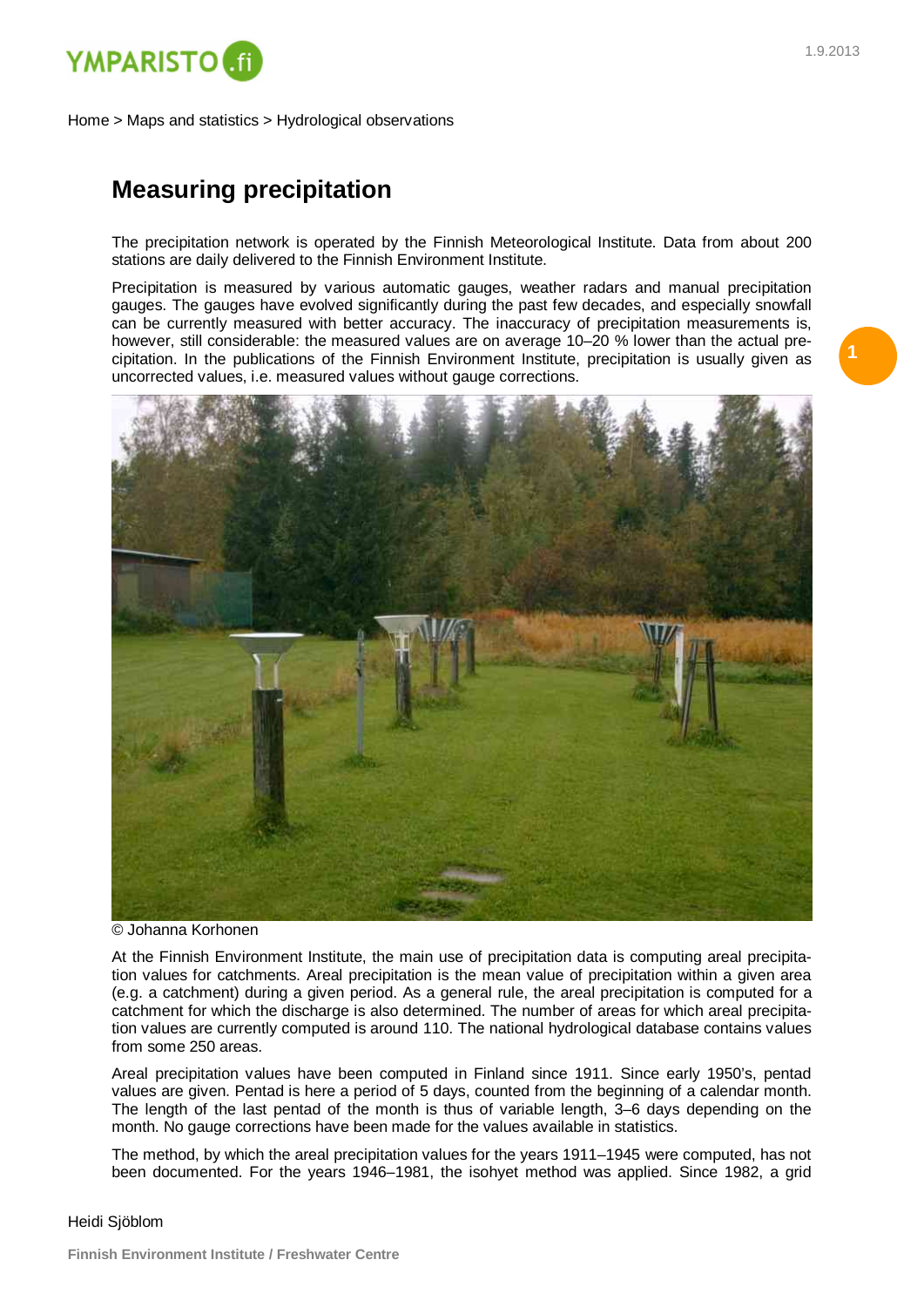Home > Maps and statistics > Hydrological observations

# Measuring precipitation

The precipitation network is operated by the Finnish Meteorological Institute. Data from about 200 stations are daily delivered to the Finnish Environment Institute.

Precipitation is measured by various automatic gauges, weather radars and manual precipitation gauges. The gauges have evolved significantly during the past few decades, and especially snowfall can be currently measured with better accuracy. The inaccuracy of precipitation measurements is, however, still considerable: the measured values are on average 10–20 % lower than the actual precipitation. In the publications of the Finnish Environment Institute, precipitation is usually given as uncorrected values, i.e. measured values without gauge corrections.

© Johanna Korhonen

At the Finnish Environment Institute, the main use of precipitation data is computing areal precipitation values for catchments. Areal precipitation is the mean value of precipitation within a given area (e.g. a catchment) during a given period. As a general rule, the areal precipitation is computed for a catchment for which the discharge is also determined. The number of areas for which areal precipitation values are currently computed is around 110. The national hydrological database contains values from some 250 areas.

Areal precipitation values have been computed in Finland since 1911. Since early 1950's, pentad values are given. Pentad is here a period of 5 days, counted from the beginning of a calendar month. The length of the last pentad of the month is thus of variable length, 3–6 days depending on the month. No gauge corrections have been made for the values available in statistics.

The method, by which the areal precipitation values for the years 1911–1945 were computed, has not been documented. For the years 1946–1981, the isohyet method was applied. Since 1982, a grid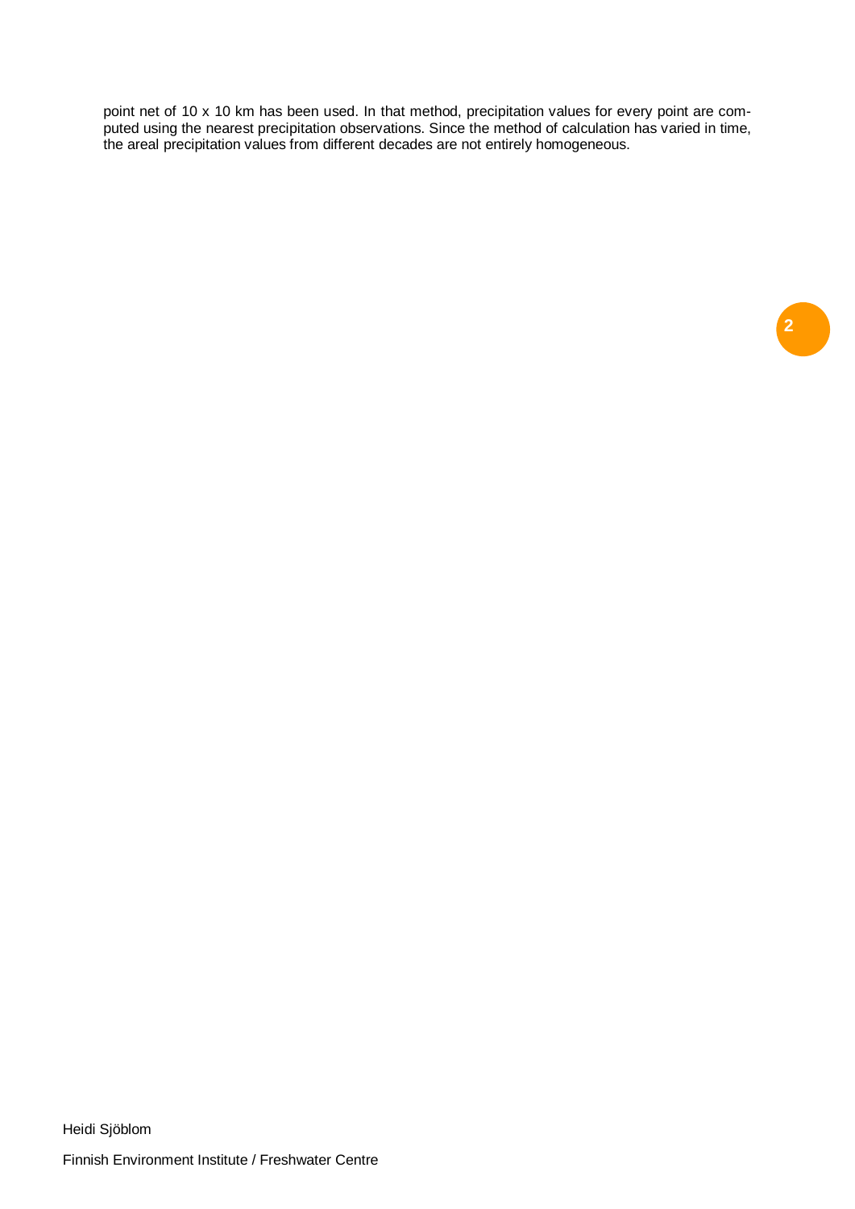point net of 10 x 10 km has been used. In that method, precipitation values for every point are computed using the nearest precipitation observations. Since the method of calculation has varied in time, the areal precipitation values from different decades are not entirely homogeneous.

Heidi Sjöblom

Finnish Environment Institute / Freshwater Centre